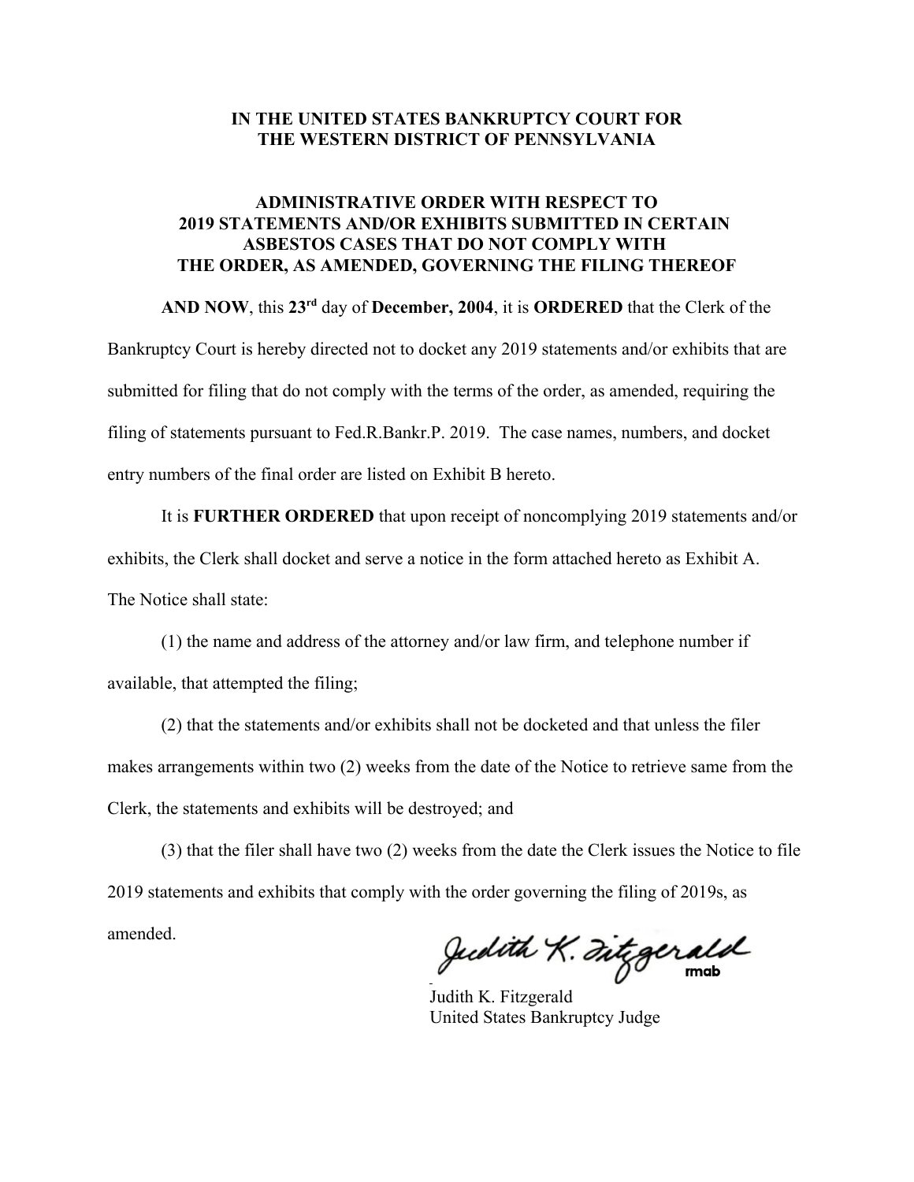**IN THE UNITED STATES BANKRUPTCY COURT FOR THE WESTERN DISTRICT OF PENNSYLVANIA**

**ADMINISTRATIVE ORDER WITH RESPECT TO 2019 STATEMENTS AND/OR EXHIBITS SUBMITTED IN CERTAIN ASBESTOS CASES THAT DO NOT COMPLY WITH THE ORDER, AS AMENDED, GOVERNING THE FILING THEREOF**

**AND NOW**, this **23rd** day of **December, 2004**, it is **ORDERED** that the Clerk of the Bankruptcy Court is hereby directed not to docket any 2019 statements and/or exhibits that are submitted for filing that do not comply with the terms of the order, as amended, requiring the filing of statements pursuant to Fed.R.Bankr.P. 2019. The case names, numbers, and docket entry numbers of the final order are listed on Exhibit B hereto.

It is **FURTHER ORDERED** that upon receipt of noncomplying 2019 statements and/or exhibits, the Clerk shall docket and serve a notice in the form attached hereto as Exhibit A. The Notice shall state:

(1) the name and address of the attorney and/or law firm, and telephone number if available, that attempted the filing;

(2) that the statements and/or exhibits shall not be docketed and that unless the filer makes arrangements within two (2) weeks from the date of the Notice to retrieve same from the Clerk, the statements and exhibits will be destroyed; and

(3) that the filer shall have two (2) weeks from the date the Clerk issues the Notice to file 2019 statements and exhibits that comply with the order governing the filing of 2019s, as amended.

Judith K. Fitzgerald rmab

Judith K. Fitzgerald
United States Bankruptcy Judge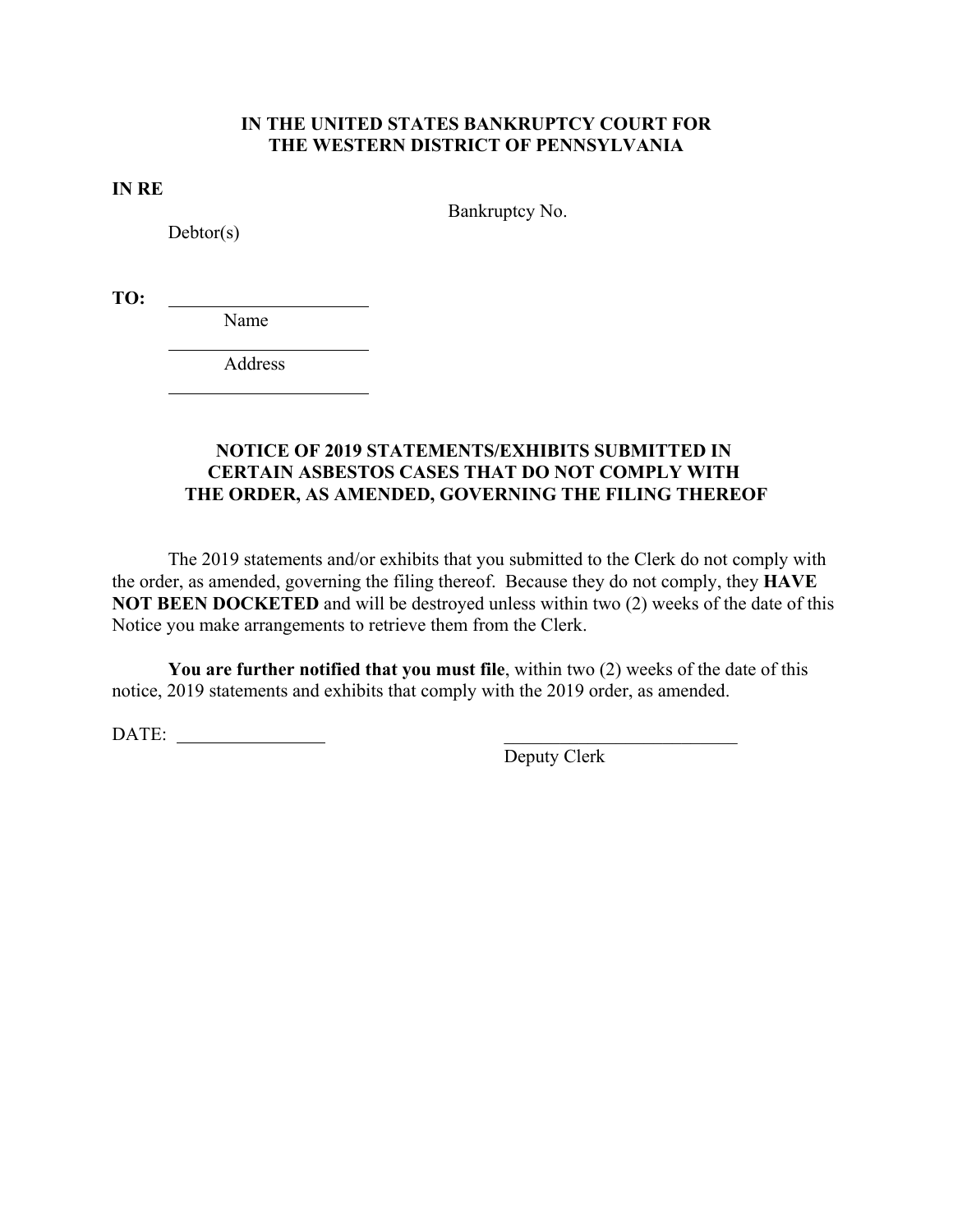**IN THE UNITED STATES BANKRUPTCY COURT FOR THE WESTERN DISTRICT OF PENNSYLVANIA**

**IN RE**

Debtor(s)

Bankruptcy No.

**TO:** ______________________
Name
______________________
Address
______________________

**NOTICE OF 2019 STATEMENTS/EXHIBITS SUBMITTED IN CERTAIN ASBESTOS CASES THAT DO NOT COMPLY WITH THE ORDER, AS AMENDED, GOVERNING THE FILING THEREOF**

The 2019 statements and/or exhibits that you submitted to the Clerk do not comply with the order, as amended, governing the filing thereof. Because they do not comply, they **HAVE NOT BEEN DOCKETED** and will be destroyed unless within two (2) weeks of the date of this Notice you make arrangements to retrieve them from the Clerk.

**You are further notified that you must file**, within two (2) weeks of the date of this notice, 2019 statements and exhibits that comply with the 2019 order, as amended.

DATE: ________________

__________________________
Deputy Clerk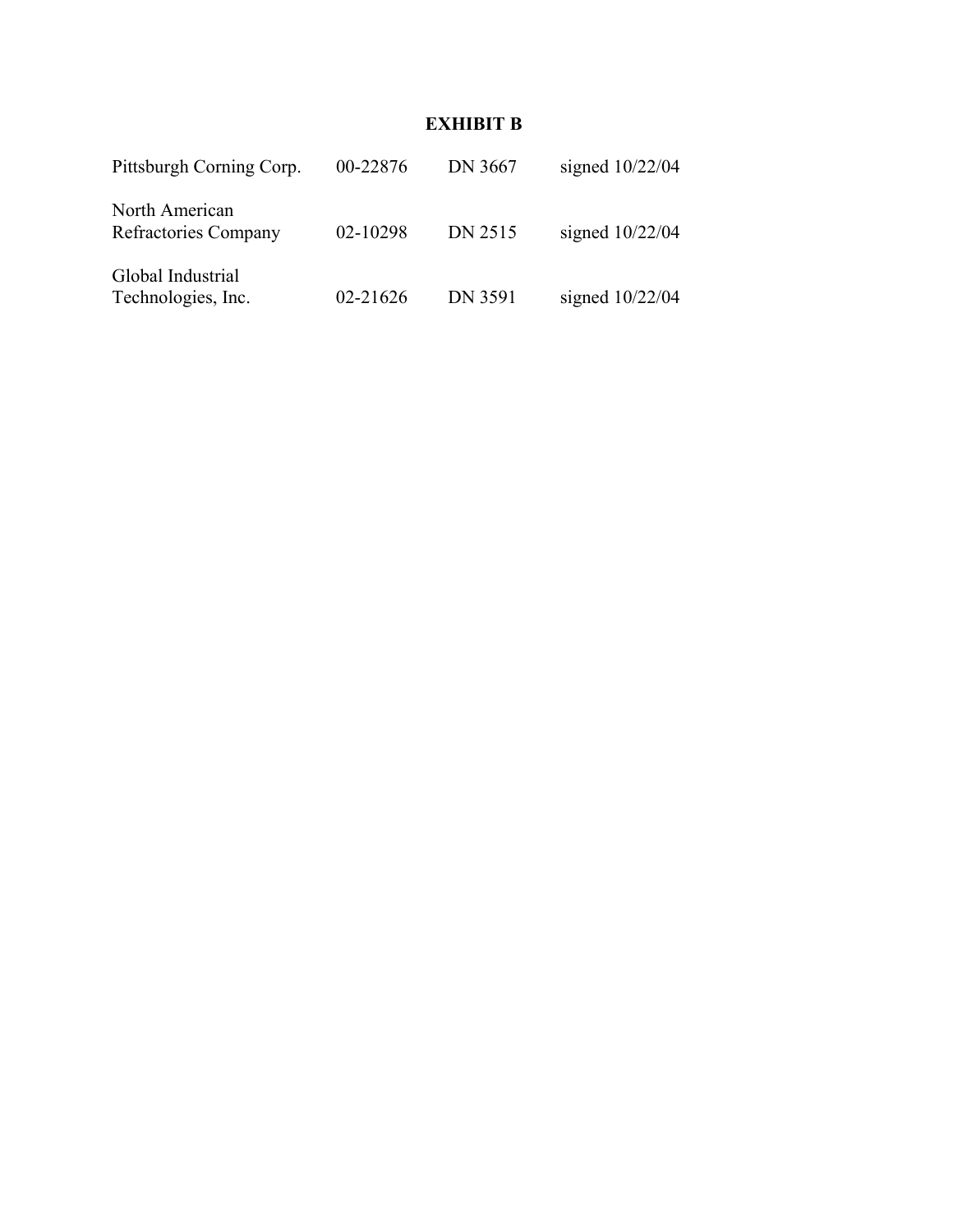# EXHIBIT B

| | | | |
|---|---|---|---|
| Pittsburgh Corning Corp. | 00-22876 | DN 3667 | signed 10/22/04 |
| North American Refractories Company | 02-10298 | DN 2515 | signed 10/22/04 |
| Global Industrial Technologies, Inc. | 02-21626 | DN 3591 | signed 10/22/04 |